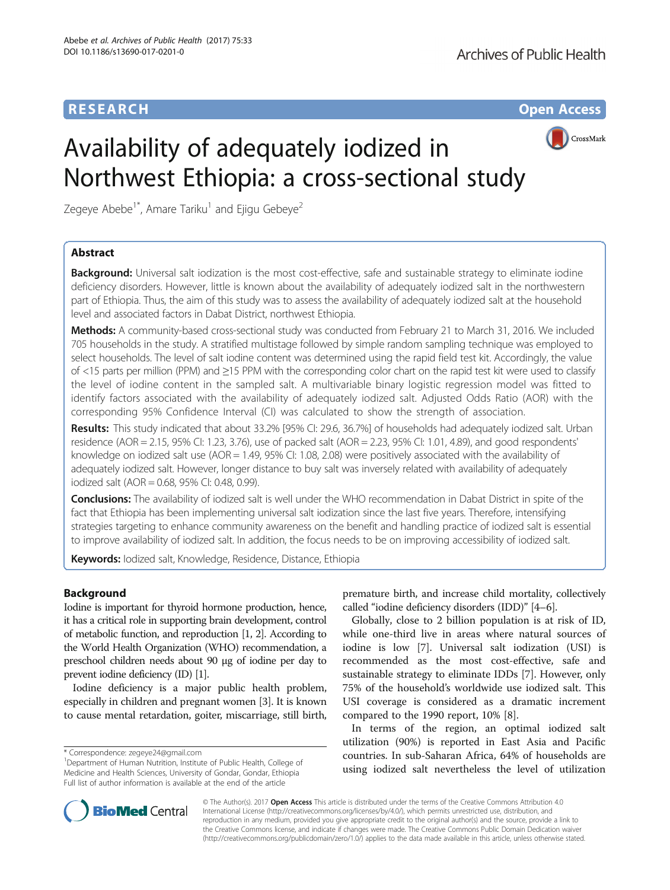**RESEARCH** **Open Access**

# Availability of adequately iodized in Northwest Ethiopia: a cross-sectional study

Zegeye Abebe[1*], Amare Tariku[1] and Ejigu Gebeye[2]

## Abstract

**Background:** Universal salt iodization is the most cost-effective, safe and sustainable strategy to eliminate iodine deficiency disorders. However, little is known about the availability of adequately iodized salt in the northwestern part of Ethiopia. Thus, the aim of this study was to assess the availability of adequately iodized salt at the household level and associated factors in Dabat District, northwest Ethiopia.

**Methods:** A community-based cross-sectional study was conducted from February 21 to March 31, 2016. We included 705 households in the study. A stratified multistage followed by simple random sampling technique was employed to select households. The level of salt iodine content was determined using the rapid field test kit. Accordingly, the value of <15 parts per million (PPM) and ≥15 PPM with the corresponding color chart on the rapid test kit were used to classify the level of iodine content in the sampled salt. A multivariable binary logistic regression model was fitted to identify factors associated with the availability of adequately iodized salt. Adjusted Odds Ratio (AOR) with the corresponding 95% Confidence Interval (CI) was calculated to show the strength of association.

**Results:** This study indicated that about 33.2% [95% CI: 29.6, 36.7%] of households had adequately iodized salt. Urban residence (AOR = 2.15, 95% CI: 1.23, 3.76), use of packed salt (AOR = 2.23, 95% CI: 1.01, 4.89), and good respondents' knowledge on iodized salt use (AOR = 1.49, 95% CI: 1.08, 2.08) were positively associated with the availability of adequately iodized salt. However, longer distance to buy salt was inversely related with availability of adequately iodized salt (AOR = 0.68, 95% CI: 0.48, 0.99).

**Conclusions:** The availability of iodized salt is well under the WHO recommendation in Dabat District in spite of the fact that Ethiopia has been implementing universal salt iodization since the last five years. Therefore, intensifying strategies targeting to enhance community awareness on the benefit and handling practice of iodized salt is essential to improve availability of iodized salt. In addition, the focus needs to be on improving accessibility of iodized salt.

**Keywords:** Iodized salt, Knowledge, Residence, Distance, Ethiopia

## Background

Iodine is important for thyroid hormone production, hence, it has a critical role in supporting brain development, control of metabolic function, and reproduction [1, 2]. According to the World Health Organization (WHO) recommendation, a preschool children needs about 90 μg of iodine per day to prevent iodine deficiency (ID) [1].

Iodine deficiency is a major public health problem, especially in children and pregnant women [3]. It is known to cause mental retardation, goiter, miscarriage, still birth, premature birth, and increase child mortality, collectively called "iodine deficiency disorders (IDD)" [4–6].

Globally, close to 2 billion population is at risk of ID, while one-third live in areas where natural sources of iodine is low [7]. Universal salt iodization (USI) is recommended as the most cost-effective, safe and sustainable strategy to eliminate IDDs [7]. However, only 75% of the household's worldwide use iodized salt. This USI coverage is considered as a dramatic increment compared to the 1990 report, 10% [8].

In terms of the region, an optimal iodized salt utilization (90%) is reported in East Asia and Pacific countries. In sub-Saharan Africa, 64% of households are using iodized salt nevertheless the level of utilization

\* Correspondence: zegeye24@gmail.com
[1]Department of Human Nutrition, Institute of Public Health, College of Medicine and Health Sciences, University of Gondar, Gondar, Ethiopia
Full list of author information is available at the end of the article

© The Author(s). 2017 **Open Access** This article is distributed under the terms of the Creative Commons Attribution 4.0 International License (http://creativecommons.org/licenses/by/4.0/), which permits unrestricted use, distribution, and reproduction in any medium, provided you give appropriate credit to the original author(s) and the source, provide a link to the Creative Commons license, and indicate if changes were made. The Creative Commons Public Domain Dedication waiver (http://creativecommons.org/publicdomain/zero/1.0/) applies to the data made available in this article, unless otherwise stated.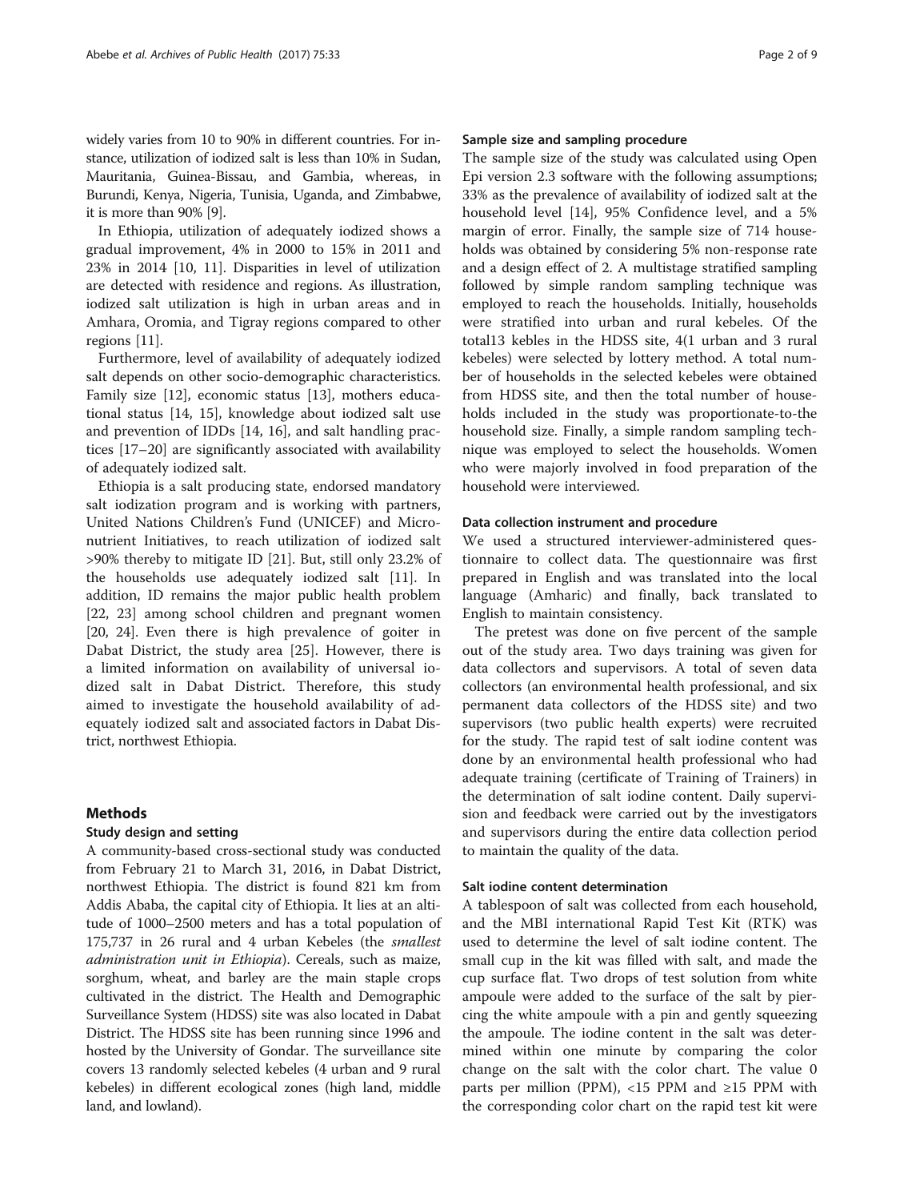widely varies from 10 to 90% in different countries. For instance, utilization of iodized salt is less than 10% in Sudan, Mauritania, Guinea-Bissau, and Gambia, whereas, in Burundi, Kenya, Nigeria, Tunisia, Uganda, and Zimbabwe, it is more than 90% [9].

In Ethiopia, utilization of adequately iodized shows a gradual improvement, 4% in 2000 to 15% in 2011 and 23% in 2014 [10, 11]. Disparities in level of utilization are detected with residence and regions. As illustration, iodized salt utilization is high in urban areas and in Amhara, Oromia, and Tigray regions compared to other regions [11].

Furthermore, level of availability of adequately iodized salt depends on other socio-demographic characteristics. Family size [12], economic status [13], mothers educational status [14, 15], knowledge about iodized salt use and prevention of IDDs [14, 16], and salt handling practices [17–20] are significantly associated with availability of adequately iodized salt.

Ethiopia is a salt producing state, endorsed mandatory salt iodization program and is working with partners, United Nations Children's Fund (UNICEF) and Micronutrient Initiatives, to reach utilization of iodized salt >90% thereby to mitigate ID [21]. But, still only 23.2% of the households use adequately iodized salt [11]. In addition, ID remains the major public health problem [22, 23] among school children and pregnant women [20, 24]. Even there is high prevalence of goiter in Dabat District, the study area [25]. However, there is a limited information on availability of universal iodized salt in Dabat District. Therefore, this study aimed to investigate the household availability of adequately iodized salt and associated factors in Dabat District, northwest Ethiopia.

## Methods

### Study design and setting

A community-based cross-sectional study was conducted from February 21 to March 31, 2016, in Dabat District, northwest Ethiopia. The district is found 821 km from Addis Ababa, the capital city of Ethiopia. It lies at an altitude of 1000–2500 meters and has a total population of 175,737 in 26 rural and 4 urban Kebeles (the *smallest administration unit in Ethiopia*). Cereals, such as maize, sorghum, wheat, and barley are the main staple crops cultivated in the district. The Health and Demographic Surveillance System (HDSS) site was also located in Dabat District. The HDSS site has been running since 1996 and hosted by the University of Gondar. The surveillance site covers 13 randomly selected kebeles (4 urban and 9 rural kebeles) in different ecological zones (high land, middle land, and lowland).

### Sample size and sampling procedure

The sample size of the study was calculated using Open Epi version 2.3 software with the following assumptions; 33% as the prevalence of availability of iodized salt at the household level [14], 95% Confidence level, and a 5% margin of error. Finally, the sample size of 714 households was obtained by considering 5% non-response rate and a design effect of 2. A multistage stratified sampling followed by simple random sampling technique was employed to reach the households. Initially, households were stratified into urban and rural kebeles. Of the total13 kebles in the HDSS site, 4(1 urban and 3 rural kebeles) were selected by lottery method. A total number of households in the selected kebeles were obtained from HDSS site, and then the total number of households included in the study was proportionate-to-the household size. Finally, a simple random sampling technique was employed to select the households. Women who were majorly involved in food preparation of the household were interviewed.

### Data collection instrument and procedure

We used a structured interviewer-administered questionnaire to collect data. The questionnaire was first prepared in English and was translated into the local language (Amharic) and finally, back translated to English to maintain consistency.

The pretest was done on five percent of the sample out of the study area. Two days training was given for data collectors and supervisors. A total of seven data collectors (an environmental health professional, and six permanent data collectors of the HDSS site) and two supervisors (two public health experts) were recruited for the study. The rapid test of salt iodine content was done by an environmental health professional who had adequate training (certificate of Training of Trainers) in the determination of salt iodine content. Daily supervision and feedback were carried out by the investigators and supervisors during the entire data collection period to maintain the quality of the data.

### Salt iodine content determination

A tablespoon of salt was collected from each household, and the MBI international Rapid Test Kit (RTK) was used to determine the level of salt iodine content. The small cup in the kit was filled with salt, and made the cup surface flat. Two drops of test solution from white ampoule were added to the surface of the salt by piercing the white ampoule with a pin and gently squeezing the ampoule. The iodine content in the salt was determined within one minute by comparing the color change on the salt with the color chart. The value 0 parts per million (PPM), <15 PPM and ≥15 PPM with the corresponding color chart on the rapid test kit were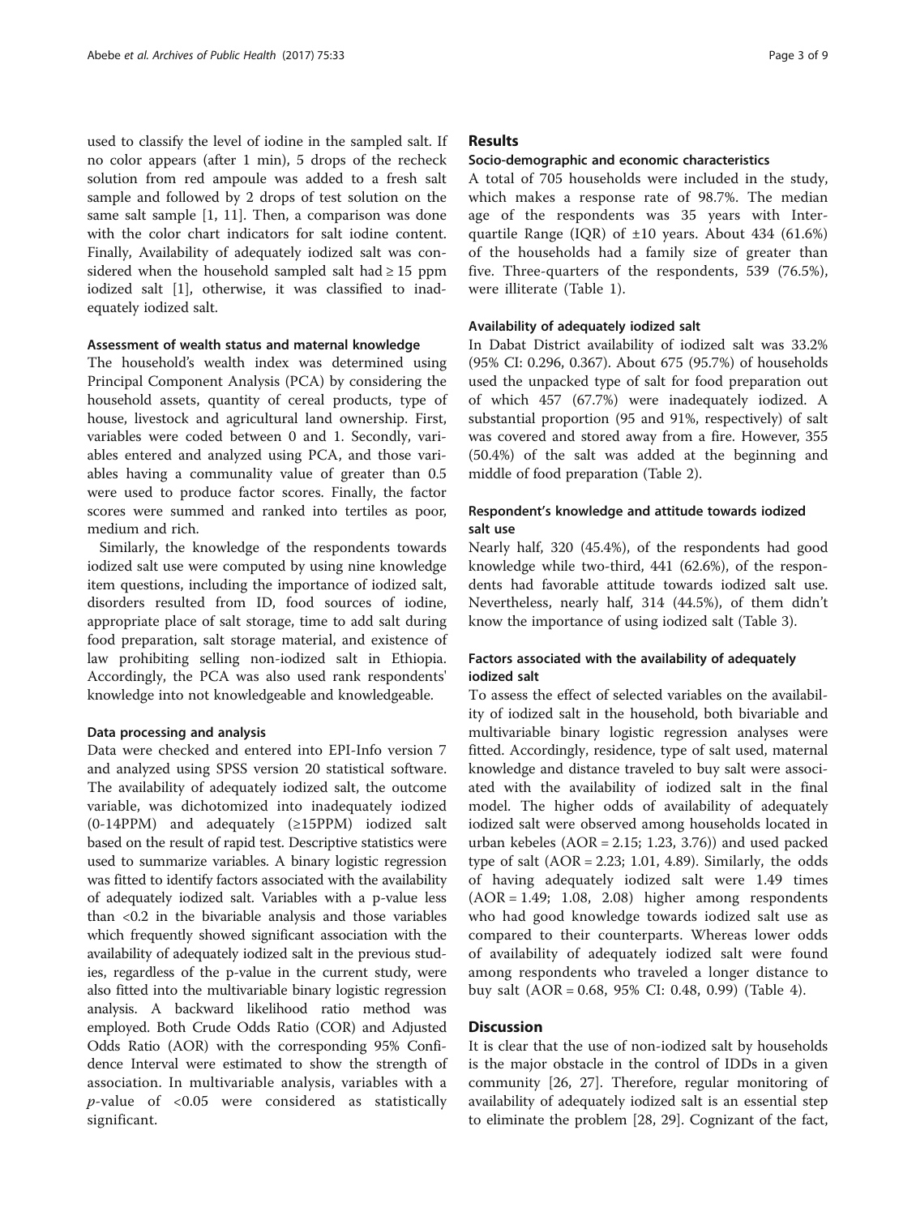used to classify the level of iodine in the sampled salt. If no color appears (after 1 min), 5 drops of the recheck solution from red ampoule was added to a fresh salt sample and followed by 2 drops of test solution on the same salt sample [1, 11]. Then, a comparison was done with the color chart indicators for salt iodine content. Finally, Availability of adequately iodized salt was considered when the household sampled salt had ≥ 15 ppm iodized salt [1], otherwise, it was classified to inadequately iodized salt.

#### Assessment of wealth status and maternal knowledge

The household's wealth index was determined using Principal Component Analysis (PCA) by considering the household assets, quantity of cereal products, type of house, livestock and agricultural land ownership. First, variables were coded between 0 and 1. Secondly, variables entered and analyzed using PCA, and those variables having a communality value of greater than 0.5 were used to produce factor scores. Finally, the factor scores were summed and ranked into tertiles as poor, medium and rich.

Similarly, the knowledge of the respondents towards iodized salt use were computed by using nine knowledge item questions, including the importance of iodized salt, disorders resulted from ID, food sources of iodine, appropriate place of salt storage, time to add salt during food preparation, salt storage material, and existence of law prohibiting selling non-iodized salt in Ethiopia. Accordingly, the PCA was also used rank respondents' knowledge into not knowledgeable and knowledgeable.

#### Data processing and analysis

Data were checked and entered into EPI-Info version 7 and analyzed using SPSS version 20 statistical software. The availability of adequately iodized salt, the outcome variable, was dichotomized into inadequately iodized (0-14PPM) and adequately (≥15PPM) iodized salt based on the result of rapid test. Descriptive statistics were used to summarize variables. A binary logistic regression was fitted to identify factors associated with the availability of adequately iodized salt. Variables with a p-value less than <0.2 in the bivariable analysis and those variables which frequently showed significant association with the availability of adequately iodized salt in the previous studies, regardless of the p-value in the current study, were also fitted into the multivariable binary logistic regression analysis. A backward likelihood ratio method was employed. Both Crude Odds Ratio (COR) and Adjusted Odds Ratio (AOR) with the corresponding 95% Confidence Interval were estimated to show the strength of association. In multivariable analysis, variables with a $p$-value of $<0.05$ were considered as statistically significant.

## Results

#### Socio-demographic and economic characteristics

A total of 705 households were included in the study, which makes a response rate of 98.7%. The median age of the respondents was 35 years with Interquartile Range (IQR) of ±10 years. About 434 (61.6%) of the households had a family size of greater than five. Three-quarters of the respondents, 539 (76.5%), were illiterate (Table 1).

#### Availability of adequately iodized salt

In Dabat District availability of iodized salt was 33.2% (95% CI: 0.296, 0.367). About 675 (95.7%) of households used the unpacked type of salt for food preparation out of which 457 (67.7%) were inadequately iodized. A substantial proportion (95 and 91%, respectively) of salt was covered and stored away from a fire. However, 355 (50.4%) of the salt was added at the beginning and middle of food preparation (Table 2).

#### Respondent's knowledge and attitude towards iodized salt use

Nearly half, 320 (45.4%), of the respondents had good knowledge while two-third, 441 (62.6%), of the respondents had favorable attitude towards iodized salt use. Nevertheless, nearly half, 314 (44.5%), of them didn't know the importance of using iodized salt (Table 3).

#### Factors associated with the availability of adequately iodized salt

To assess the effect of selected variables on the availability of iodized salt in the household, both bivariable and multivariable binary logistic regression analyses were fitted. Accordingly, residence, type of salt used, maternal knowledge and distance traveled to buy salt were associated with the availability of iodized salt in the final model. The higher odds of availability of adequately iodized salt were observed among households located in urban kebeles (AOR = 2.15; 1.23, 3.76)) and used packed type of salt (AOR = 2.23; 1.01, 4.89). Similarly, the odds of having adequately iodized salt were 1.49 times (AOR = 1.49; 1.08, 2.08) higher among respondents who had good knowledge towards iodized salt use as compared to their counterparts. Whereas lower odds of availability of adequately iodized salt were found among respondents who traveled a longer distance to buy salt (AOR = 0.68, 95% CI: 0.48, 0.99) (Table 4).

## Discussion

It is clear that the use of non-iodized salt by households is the major obstacle in the control of IDDs in a given community [26, 27]. Therefore, regular monitoring of availability of adequately iodized salt is an essential step to eliminate the problem [28, 29]. Cognizant of the fact,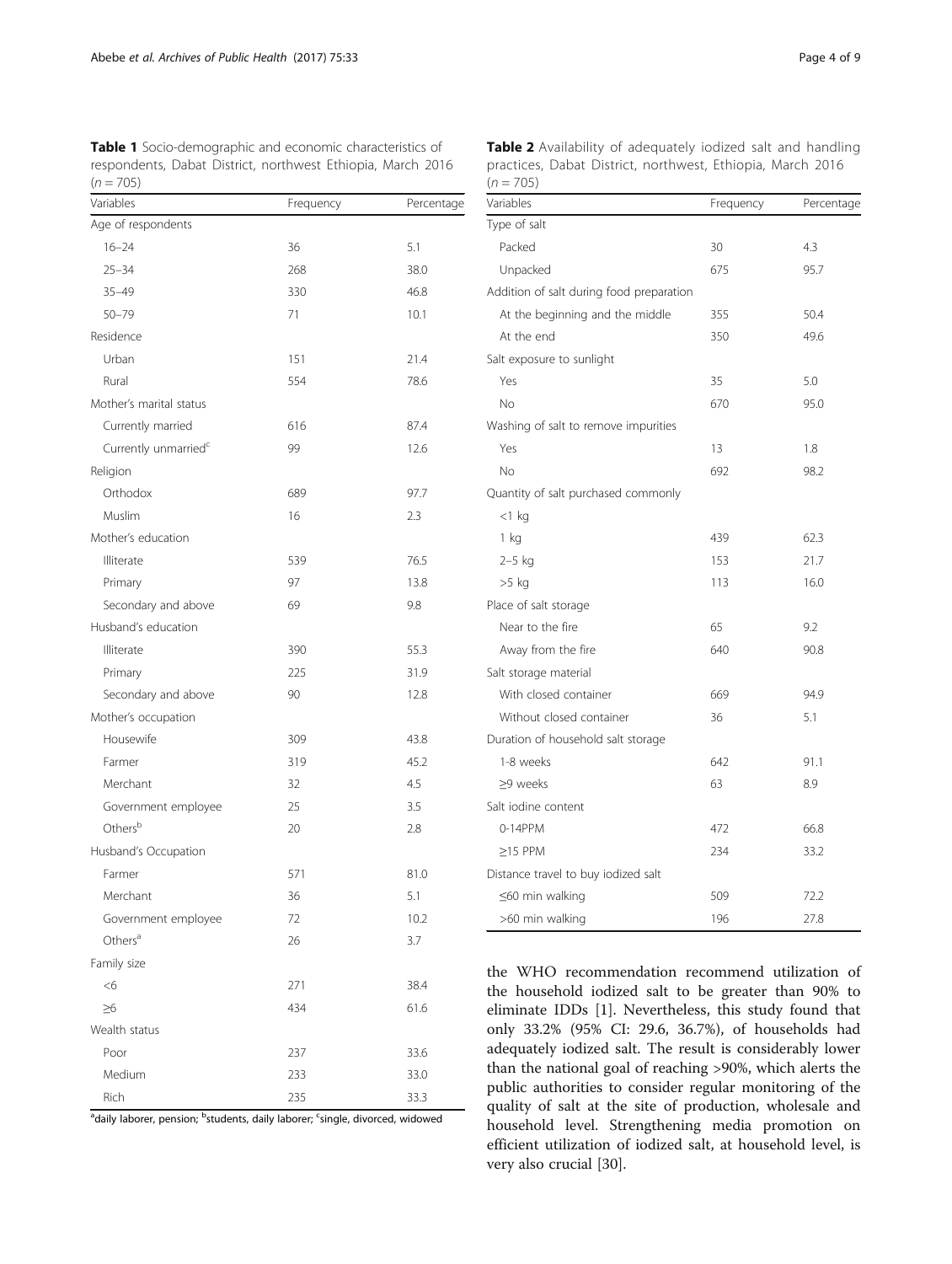**Table 1** Socio-demographic and economic characteristics of respondents, Dabat District, northwest Ethiopia, March 2016 (n = 705)

| Variables | Frequency | Percentage |
|---|---|---|
| Age of respondents | | |
| 16–24 | 36 | 5.1 |
| 25–34 | 268 | 38.0 |
| 35–49 | 330 | 46.8 |
| 50–79 | 71 | 10.1 |
| Residence | | |
| Urban | 151 | 21.4 |
| Rural | 554 | 78.6 |
| Mother's marital status | | |
| Currently married | 616 | 87.4 |
| Currently unmarried[c] | 99 | 12.6 |
| Religion | | |
| Orthodox | 689 | 97.7 |
| Muslim | 16 | 2.3 |
| Mother's education | | |
| Illiterate | 539 | 76.5 |
| Primary | 97 | 13.8 |
| Secondary and above | 69 | 9.8 |
| Husband's education | | |
| Illiterate | 390 | 55.3 |
| Primary | 225 | 31.9 |
| Secondary and above | 90 | 12.8 |
| Mother's occupation | | |
| Housewife | 309 | 43.8 |
| Farmer | 319 | 45.2 |
| Merchant | 32 | 4.5 |
| Government employee | 25 | 3.5 |
| Others[b] | 20 | 2.8 |
| Husband's Occupation | | |
| Farmer | 571 | 81.0 |
| Merchant | 36 | 5.1 |
| Government employee | 72 | 10.2 |
| Others[a] | 26 | 3.7 |
| Family size | | |
| <6 | 271 | 38.4 |
| ≥6 | 434 | 61.6 |
| Wealth status | | |
| Poor | 237 | 33.6 |
| Medium | 233 | 33.0 |
| Rich | 235 | 33.3 |

[a]daily laborer, pension; [b]students, daily laborer; [c]single, divorced, widowed

**Table 2** Availability of adequately iodized salt and handling practices, Dabat District, northwest, Ethiopia, March 2016 (n = 705)

| Variables | Frequency | Percentage |
|---|---|---|
| Type of salt | | |
| Packed | 30 | 4.3 |
| Unpacked | 675 | 95.7 |
| Addition of salt during food preparation | | |
| At the beginning and the middle | 355 | 50.4 |
| At the end | 350 | 49.6 |
| Salt exposure to sunlight | | |
| Yes | 35 | 5.0 |
| No | 670 | 95.0 |
| Washing of salt to remove impurities | | |
| Yes | 13 | 1.8 |
| No | 692 | 98.2 |
| Quantity of salt purchased commonly | | |
| <1 kg | | |
| 1 kg | 439 | 62.3 |
| 2–5 kg | 153 | 21.7 |
| >5 kg | 113 | 16.0 |
| Place of salt storage | | |
| Near to the fire | 65 | 9.2 |
| Away from the fire | 640 | 90.8 |
| Salt storage material | | |
| With closed container | 669 | 94.9 |
| Without closed container | 36 | 5.1 |
| Duration of household salt storage | | |
| 1-8 weeks | 642 | 91.1 |
| ≥9 weeks | 63 | 8.9 |
| Salt iodine content | | |
| 0-14PPM | 472 | 66.8 |
| ≥15 PPM | 234 | 33.2 |
| Distance travel to buy iodized salt | | |
| ≤60 min walking | 509 | 72.2 |
| >60 min walking | 196 | 27.8 |

the WHO recommendation recommend utilization of the household iodized salt to be greater than 90% to eliminate IDDs [1]. Nevertheless, this study found that only 33.2% (95% CI: 29.6, 36.7%), of households had adequately iodized salt. The result is considerably lower than the national goal of reaching >90%, which alerts the public authorities to consider regular monitoring of the quality of salt at the site of production, wholesale and household level. Strengthening media promotion on efficient utilization of iodized salt, at household level, is very also crucial [30].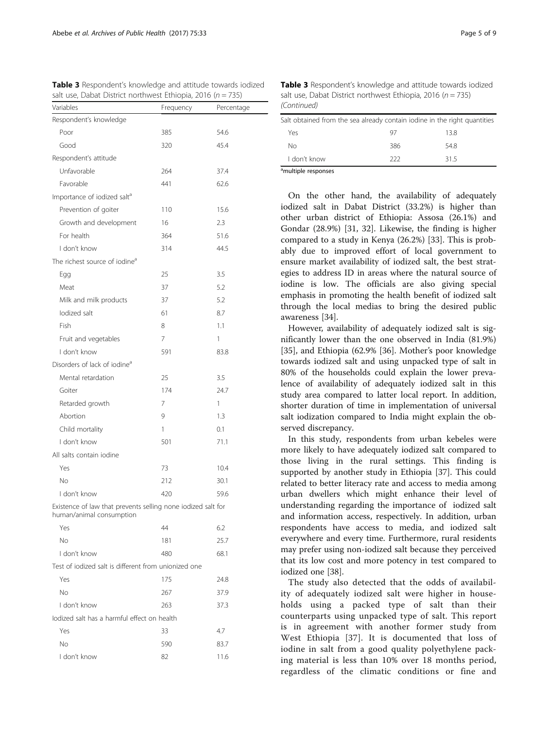**Table 3** Respondent's knowledge and attitude towards iodized salt use, Dabat District northwest Ethiopia, 2016 ($n = 735$)

| Variables | Frequency | Percentage |
|---|---|---|
| Respondent's knowledge | | |
| Poor | 385 | 54.6 |
| Good | 320 | 45.4 |
| Respondent's attitude | | |
| Unfavorable | 264 | 37.4 |
| Favorable | 441 | 62.6 |
| Importance of iodized salt[a] | | |
| Prevention of goiter | 110 | 15.6 |
| Growth and development | 16 | 2.3 |
| For health | 364 | 51.6 |
| I don't know | 314 | 44.5 |
| The richest source of iodine[a] | | |
| Egg | 25 | 3.5 |
| Meat | 37 | 5.2 |
| Milk and milk products | 37 | 5.2 |
| Iodized salt | 61 | 8.7 |
| Fish | 8 | 1.1 |
| Fruit and vegetables | 7 | 1 |
| I don't know | 591 | 83.8 |
| Disorders of lack of iodine[a] | | |
| Mental retardation | 25 | 3.5 |
| Goiter | 174 | 24.7 |
| Retarded growth | 7 | 1 |
| Abortion | 9 | 1.3 |
| Child mortality | 1 | 0.1 |
| I don't know | 501 | 71.1 |
| All salts contain iodine | | |
| Yes | 73 | 10.4 |
| No | 212 | 30.1 |
| I don't know | 420 | 59.6 |
| Existence of law that prevents selling none iodized salt for human/animal consumption | | |
| Yes | 44 | 6.2 |
| No | 181 | 25.7 |
| I don't know | 480 | 68.1 |
| Test of iodized salt is different from unionized one | | |
| Yes | 175 | 24.8 |
| No | 267 | 37.9 |
| I don't know | 263 | 37.3 |
| Iodized salt has a harmful effect on health | | |
| Yes | 33 | 4.7 |
| No | 590 | 83.7 |
| I don't know | 82 | 11.6 |
| Salt obtained from the sea already contain iodine in the right quantities | | |
| Yes | 97 | 13.8 |
| No | 386 | 54.8 |
| I don't know | 222 | 31.5 |

[a]multiple responses

On the other hand, the availability of adequately iodized salt in Dabat District (33.2%) is higher than other urban district of Ethiopia: Assosa (26.1%) and Gondar (28.9%) [31, 32]. Likewise, the finding is higher compared to a study in Kenya (26.2%) [33]. This is probably due to improved effort of local government to ensure market availability of iodized salt, the best strategies to address ID in areas where the natural source of iodine is low. The officials are also giving special emphasis in promoting the health benefit of iodized salt through the local medias to bring the desired public awareness [34].

However, availability of adequately iodized salt is significantly lower than the one observed in India (81.9%) [35], and Ethiopia (62.9% [36]. Mother's poor knowledge towards iodized salt and using unpacked type of salt in 80% of the households could explain the lower prevalence of availability of adequately iodized salt in this study area compared to latter local report. In addition, shorter duration of time in implementation of universal salt iodization compared to India might explain the observed discrepancy.

In this study, respondents from urban kebeles were more likely to have adequately iodized salt compared to those living in the rural settings. This finding is supported by another study in Ethiopia [37]. This could related to better literacy rate and access to media among urban dwellers which might enhance their level of understanding regarding the importance of iodized salt and information access, respectively. In addition, urban respondents have access to media, and iodized salt everywhere and every time. Furthermore, rural residents may prefer using non-iodized salt because they perceived that its low cost and more potency in test compared to iodized one [38].

The study also detected that the odds of availability of adequately iodized salt were higher in households using a packed type of salt than their counterparts using unpacked type of salt. This report is in agreement with another former study from West Ethiopia [37]. It is documented that loss of iodine in salt from a good quality polyethylene packing material is less than 10% over 18 months period, regardless of the climatic conditions or fine and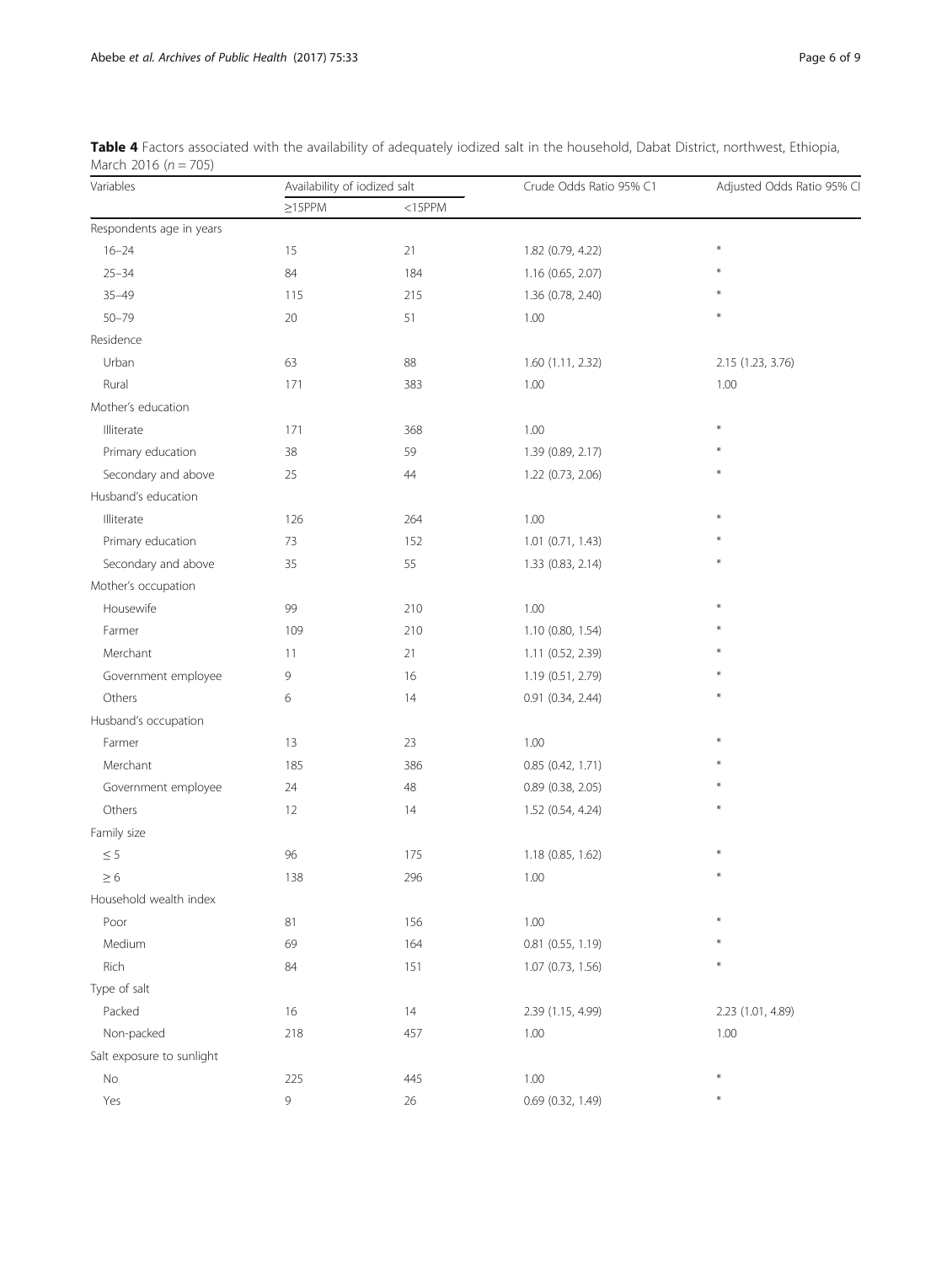**Table 4** Factors associated with the availability of adequately iodized salt in the household, Dabat District, northwest, Ethiopia, March 2016 ($n = 705$)

| Variables | Availability of iodized salt | | Crude Odds Ratio 95% C1 | Adjusted Odds Ratio 95% CI |
|---|---|---|---|---|
| | ≥15PPM | <15PPM | | |
| Respondents age in years | | | | |
| 16–24 | 15 | 21 | 1.82 (0.79, 4.22) | * |
| 25–34 | 84 | 184 | 1.16 (0.65, 2.07) | * |
| 35–49 | 115 | 215 | 1.36 (0.78, 2.40) | * |
| 50–79 | 20 | 51 | 1.00 | * |
| Residence | | | | |
| Urban | 63 | 88 | 1.60 (1.11, 2.32) | 2.15 (1.23, 3.76) |
| Rural | 171 | 383 | 1.00 | 1.00 |
| Mother's education | | | | |
| Illiterate | 171 | 368 | 1.00 | * |
| Primary education | 38 | 59 | 1.39 (0.89, 2.17) | * |
| Secondary and above | 25 | 44 | 1.22 (0.73, 2.06) | * |
| Husband's education | | | | |
| Illiterate | 126 | 264 | 1.00 | * |
| Primary education | 73 | 152 | 1.01 (0.71, 1.43) | * |
| Secondary and above | 35 | 55 | 1.33 (0.83, 2.14) | * |
| Mother's occupation | | | | |
| Housewife | 99 | 210 | 1.00 | * |
| Farmer | 109 | 210 | 1.10 (0.80, 1.54) | * |
| Merchant | 11 | 21 | 1.11 (0.52, 2.39) | * |
| Government employee | 9 | 16 | 1.19 (0.51, 2.79) | * |
| Others | 6 | 14 | 0.91 (0.34, 2.44) | * |
| Husband's occupation | | | | |
| Farmer | 13 | 23 | 1.00 | * |
| Merchant | 185 | 386 | 0.85 (0.42, 1.71) | * |
| Government employee | 24 | 48 | 0.89 (0.38, 2.05) | * |
| Others | 12 | 14 | 1.52 (0.54, 4.24) | * |
| Family size | | | | |
| ≤ 5 | 96 | 175 | 1.18 (0.85, 1.62) | * |
| ≥ 6 | 138 | 296 | 1.00 | * |
| Household wealth index | | | | |
| Poor | 81 | 156 | 1.00 | * |
| Medium | 69 | 164 | 0.81 (0.55, 1.19) | * |
| Rich | 84 | 151 | 1.07 (0.73, 1.56) | * |
| Type of salt | | | | |
| Packed | 16 | 14 | 2.39 (1.15, 4.99) | 2.23 (1.01, 4.89) |
| Non-packed | 218 | 457 | 1.00 | 1.00 |
| Salt exposure to sunlight | | | | |
| No | 225 | 445 | 1.00 | * |
| Yes | 9 | 26 | 0.69 (0.32, 1.49) | * |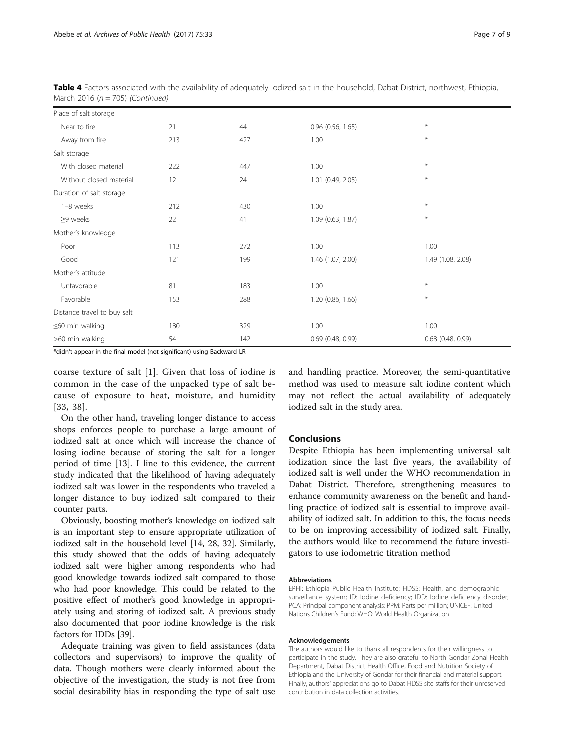**Table 4** Factors associated with the availability of adequately iodized salt in the household, Dabat District, northwest, Ethiopia, March 2016 ($n = 705$) *(Continued)*

| | | | | |
|---|---|---|---|---|
| Place of salt storage | | | | |
| Near to fire | 21 | 44 | 0.96 (0.56, 1.65) | * |
| Away from fire | 213 | 427 | 1.00 | * |
| Salt storage | | | | |
| With closed material | 222 | 447 | 1.00 | * |
| Without closed material | 12 | 24 | 1.01 (0.49, 2.05) | * |
| Duration of salt storage | | | | |
| 1–8 weeks | 212 | 430 | 1.00 | * |
| ≥9 weeks | 22 | 41 | 1.09 (0.63, 1.87) | * |
| Mother's knowledge | | | | |
| Poor | 113 | 272 | 1.00 | 1.00 |
| Good | 121 | 199 | 1.46 (1.07, 2.00) | 1.49 (1.08, 2.08) |
| Mother's attitude | | | | |
| Unfavorable | 81 | 183 | 1.00 | * |
| Favorable | 153 | 288 | 1.20 (0.86, 1.66) | * |
| Distance travel to buy salt | | | | |
| ≤60 min walking | 180 | 329 | 1.00 | 1.00 |
| >60 min walking | 54 | 142 | 0.69 (0.48, 0.99) | 0.68 (0.48, 0.99) |

*didn't appear in the final model (not significant) using Backward LR

coarse texture of salt [1]. Given that loss of iodine is common in the case of the unpacked type of salt because of exposure to heat, moisture, and humidity [33, 38].

On the other hand, traveling longer distance to access shops enforces people to purchase a large amount of iodized salt at once which will increase the chance of losing iodine because of storing the salt for a longer period of time [13]. I line to this evidence, the current study indicated that the likelihood of having adequately iodized salt was lower in the respondents who traveled a longer distance to buy iodized salt compared to their counter parts.

Obviously, boosting mother's knowledge on iodized salt is an important step to ensure appropriate utilization of iodized salt in the household level [14, 28, 32]. Similarly, this study showed that the odds of having adequately iodized salt were higher among respondents who had good knowledge towards iodized salt compared to those who had poor knowledge. This could be related to the positive effect of mother's good knowledge in appropriately using and storing of iodized salt. A previous study also documented that poor iodine knowledge is the risk factors for IDDs [39].

Adequate training was given to field assistances (data collectors and supervisors) to improve the quality of data. Though mothers were clearly informed about the objective of the investigation, the study is not free from social desirability bias in responding the type of salt use and handling practice. Moreover, the semi-quantitative method was used to measure salt iodine content which may not reflect the actual availability of adequately iodized salt in the study area.

## Conclusions

Despite Ethiopia has been implementing universal salt iodization since the last five years, the availability of iodized salt is well under the WHO recommendation in Dabat District. Therefore, strengthening measures to enhance community awareness on the benefit and handling practice of iodized salt is essential to improve availability of iodized salt. In addition to this, the focus needs to be on improving accessibility of iodized salt. Finally, the authors would like to recommend the future investigators to use iodometric titration method

#### Abbreviations

EPHI: Ethiopia Public Health Institute; HDSS: Health, and demographic surveillance system; ID: Iodine deficiency; IDD: Iodine deficiency disorder; PCA: Principal component analysis; PPM: Parts per million; UNICEF: United Nations Children's Fund; WHO: World Health Organization

#### Acknowledgements

The authors would like to thank all respondents for their willingness to participate in the study. They are also grateful to North Gondar Zonal Health Department, Dabat District Health Office, Food and Nutrition Society of Ethiopia and the University of Gondar for their financial and material support. Finally, authors' appreciations go to Dabat HDSS site staffs for their unreserved contribution in data collection activities.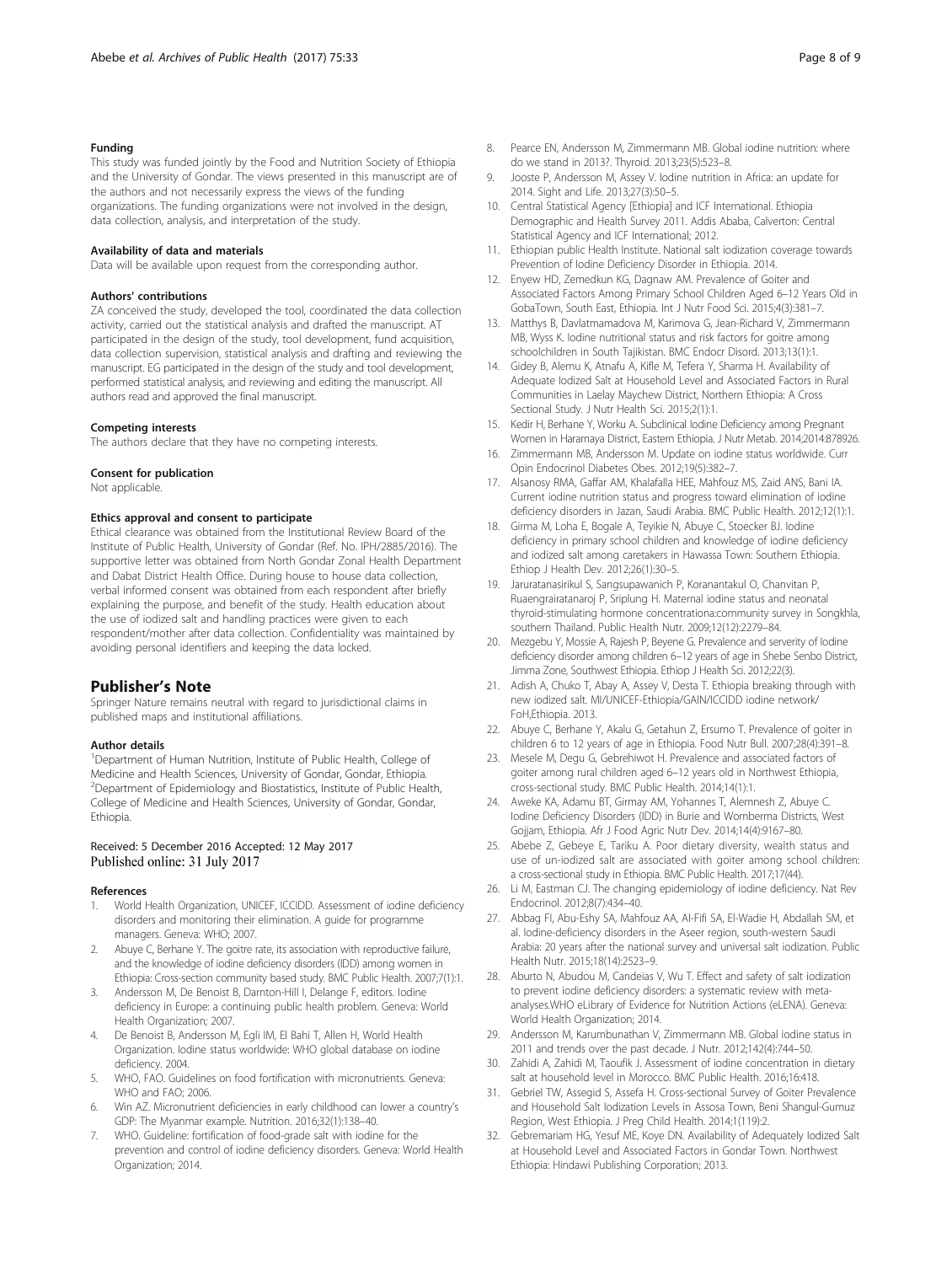#### Funding

This study was funded jointly by the Food and Nutrition Society of Ethiopia and the University of Gondar. The views presented in this manuscript are of the authors and not necessarily express the views of the funding organizations. The funding organizations were not involved in the design, data collection, analysis, and interpretation of the study.

#### Availability of data and materials

Data will be available upon request from the corresponding author.

#### Authors' contributions

ZA conceived the study, developed the tool, coordinated the data collection activity, carried out the statistical analysis and drafted the manuscript. AT participated in the design of the study, tool development, fund acquisition, data collection supervision, statistical analysis and drafting and reviewing the manuscript. EG participated in the design of the study and tool development, performed statistical analysis, and reviewing and editing the manuscript. All authors read and approved the final manuscript.

#### Competing interests

The authors declare that they have no competing interests.

#### Consent for publication

Not applicable.

#### Ethics approval and consent to participate

Ethical clearance was obtained from the Institutional Review Board of the Institute of Public Health, University of Gondar (Ref. No. IPH/2885/2016). The supportive letter was obtained from North Gondar Zonal Health Department and Dabat District Health Office. During house to house data collection, verbal informed consent was obtained from each respondent after briefly explaining the purpose, and benefit of the study. Health education about the use of iodized salt and handling practices were given to each respondent/mother after data collection. Confidentiality was maintained by avoiding personal identifiers and keeping the data locked.

## Publisher's Note

Springer Nature remains neutral with regard to jurisdictional claims in published maps and institutional affiliations.

#### Author details

[1]Department of Human Nutrition, Institute of Public Health, College of Medicine and Health Sciences, University of Gondar, Gondar, Ethiopia. [2]Department of Epidemiology and Biostatistics, Institute of Public Health, College of Medicine and Health Sciences, University of Gondar, Gondar, Ethiopia.

Received: 5 December 2016 Accepted: 12 May 2017
Published online: 31 July 2017

#### References

1. World Health Organization, UNICEF, ICCIDD. Assessment of iodine deficiency disorders and monitoring their elimination. A guide for programme managers. Geneva: WHO; 2007.
2. Abuye C, Berhane Y. The goitre rate, its association with reproductive failure, and the knowledge of iodine deficiency disorders (IDD) among women in Ethiopia: Cross-section community based study. BMC Public Health. 2007;7(1):1.
3. Andersson M, De Benoist B, Darnton-Hill I, Delange F, editors. Iodine deficiency in Europe: a continuing public health problem. Geneva: World Health Organization; 2007.
4. De Benoist B, Andersson M, Egli IM, El Bahi T, Allen H, World Health Organization. Iodine status worldwide: WHO global database on iodine deficiency. 2004.
5. WHO, FAO. Guidelines on food fortification with micronutrients. Geneva: WHO and FAO; 2006.
6. Win AZ. Micronutrient deficiencies in early childhood can lower a country's GDP: The Myanmar example. Nutrition. 2016;32(1):138–40.
7. WHO. Guideline: fortification of food-grade salt with iodine for the prevention and control of iodine deficiency disorders. Geneva: World Health Organization; 2014.
8. Pearce EN, Andersson M, Zimmermann MB. Global iodine nutrition: where do we stand in 2013?. Thyroid. 2013;23(5):523–8.
9. Jooste P, Andersson M, Assey V. Iodine nutrition in Africa: an update for 2014. Sight and Life. 2013;27(3):50–5.
10. Central Statistical Agency [Ethiopia] and ICF International. Ethiopia Demographic and Health Survey 2011. Addis Ababa, Calverton: Central Statistical Agency and ICF International; 2012.
11. Ethiopian public Health Institute. National salt iodization coverage towards Prevention of Iodine Deficiency Disorder in Ethiopia. 2014.
12. Enyew HD, Zemedkun KG, Dagnaw AM. Prevalence of Goiter and Associated Factors Among Primary School Children Aged 6–12 Years Old in GobaTown, South East, Ethiopia. Int J Nutr Food Sci. 2015;4(3):381–7.
13. Matthys B, Davlatmamadova M, Karimova G, Jean-Richard V, Zimmermann MB, Wyss K. Iodine nutritional status and risk factors for goitre among schoolchildren in South Tajikistan. BMC Endocr Disord. 2013;13(1):1.
14. Gidey B, Alemu K, Atnafu A, Kifle M, Tefera Y, Sharma H. Availability of Adequate Iodized Salt at Household Level and Associated Factors in Rural Communities in Laelay Maychew District, Northern Ethiopia: A Cross Sectional Study. J Nutr Health Sci. 2015;2(1):1.
15. Kedir H, Berhane Y, Worku A. Subclinical Iodine Deficiency among Pregnant Women in Haramaya District, Eastern Ethiopia. J Nutr Metab. 2014;2014:878926.
16. Zimmermann MB, Andersson M. Update on iodine status worldwide. Curr Opin Endocrinol Diabetes Obes. 2012;19(5):382–7.
17. Alsanosy RMA, Gaffar AM, Khalafalla HEE, Mahfouz MS, Zaid ANS, Bani IA. Current iodine nutrition status and progress toward elimination of iodine deficiency disorders in Jazan, Saudi Arabia. BMC Public Health. 2012;12(1):1.
18. Girma M, Loha E, Bogale A, Teyikie N, Abuye C, Stoecker BJ. Iodine deficiency in primary school children and knowledge of iodine deficiency and iodized salt among caretakers in Hawassa Town: Southern Ethiopia. Ethiop J Health Dev. 2012;26(1):30–5.
19. Jaruratanasirikul S, Sangsupawanich P, Koranantakul O, Chanvitan P, Ruaengrairatanaroj P, Sriplung H. Maternal iodine status and neonatal thyroid-stimulating hormone concentrationa:community survey in Songkhla, southern Thailand. Public Health Nutr. 2009;12(12):2279–84.
20. Mezgebu Y, Mossie A, Rajesh P, Beyene G. Prevalence and serverity of Iodine deficiency disorder among children 6–12 years of age in Shebe Senbo District, Jimma Zone, Southwest Ethiopia. Ethiop J Health Sci. 2012;22(3).
21. Adish A, Chuko T, Abay A, Assey V, Desta T. Ethiopia breaking through with new iodized salt. MI/UNICEF-Ethiopia/GAIN/ICCIDD iodine network/ FoH,Ethiopia. 2013.
22. Abuye C, Berhane Y, Akalu G, Getahun Z, Ersumo T. Prevalence of goiter in children 6 to 12 years of age in Ethiopia. Food Nutr Bull. 2007;28(4):391–8.
23. Mesele M, Degu G, Gebrehiwot H. Prevalence and associated factors of goiter among rural children aged 6–12 years old in Northwest Ethiopia, cross-sectional study. BMC Public Health. 2014;14(1):1.
24. Aweke KA, Adamu BT, Girmay AM, Yohannes T, Alemnesh Z, Abuye C. Iodine Deficiency Disorders (IDD) in Burie and Womberma Districts, West Gojjam, Ethiopia. Afr J Food Agric Nutr Dev. 2014;14(4):9167–80.
25. Abebe Z, Gebeye E, Tariku A. Poor dietary diversity, wealth status and use of un-iodized salt are associated with goiter among school children: a cross-sectional study in Ethiopia. BMC Public Health. 2017;17(44).
26. Li M, Eastman CJ. The changing epidemiology of iodine deficiency. Nat Rev Endocrinol. 2012;8(7):434–40.
27. Abbag FI, Abu-Eshy SA, Mahfouz AA, Al-Fifi SA, El-Wadie H, Abdallah SM, et al. Iodine-deficiency disorders in the Aseer region, south-western Saudi Arabia: 20 years after the national survey and universal salt iodization. Public Health Nutr. 2015;18(14):2523–9.
28. Aburto N, Abudou M, Candeias V, Wu T. Effect and safety of salt iodization to prevent iodine deficiency disorders: a systematic review with meta-analyses.WHO eLibrary of Evidence for Nutrition Actions (eLENA). Geneva: World Health Organization; 2014.
29. Andersson M, Karumbunathan V, Zimmermann MB. Global iodine status in 2011 and trends over the past decade. J Nutr. 2012;142(4):744–50.
30. Zahidi A, Zahidi M, Taoufik J. Assessment of iodine concentration in dietary salt at household level in Morocco. BMC Public Health. 2016;16:418.
31. Gebriel TW, Assegid S, Assefa H. Cross-sectional Survey of Goiter Prevalence and Household Salt Iodization Levels in Assosa Town, Beni Shangul-Gumuz Region, West Ethiopia. J Preg Child Health. 2014;1(119):2.
32. Gebremariam HG, Yesuf ME, Koye DN. Availability of Adequately Iodized Salt at Household Level and Associated Factors in Gondar Town. Northwest Ethiopia: Hindawi Publishing Corporation; 2013.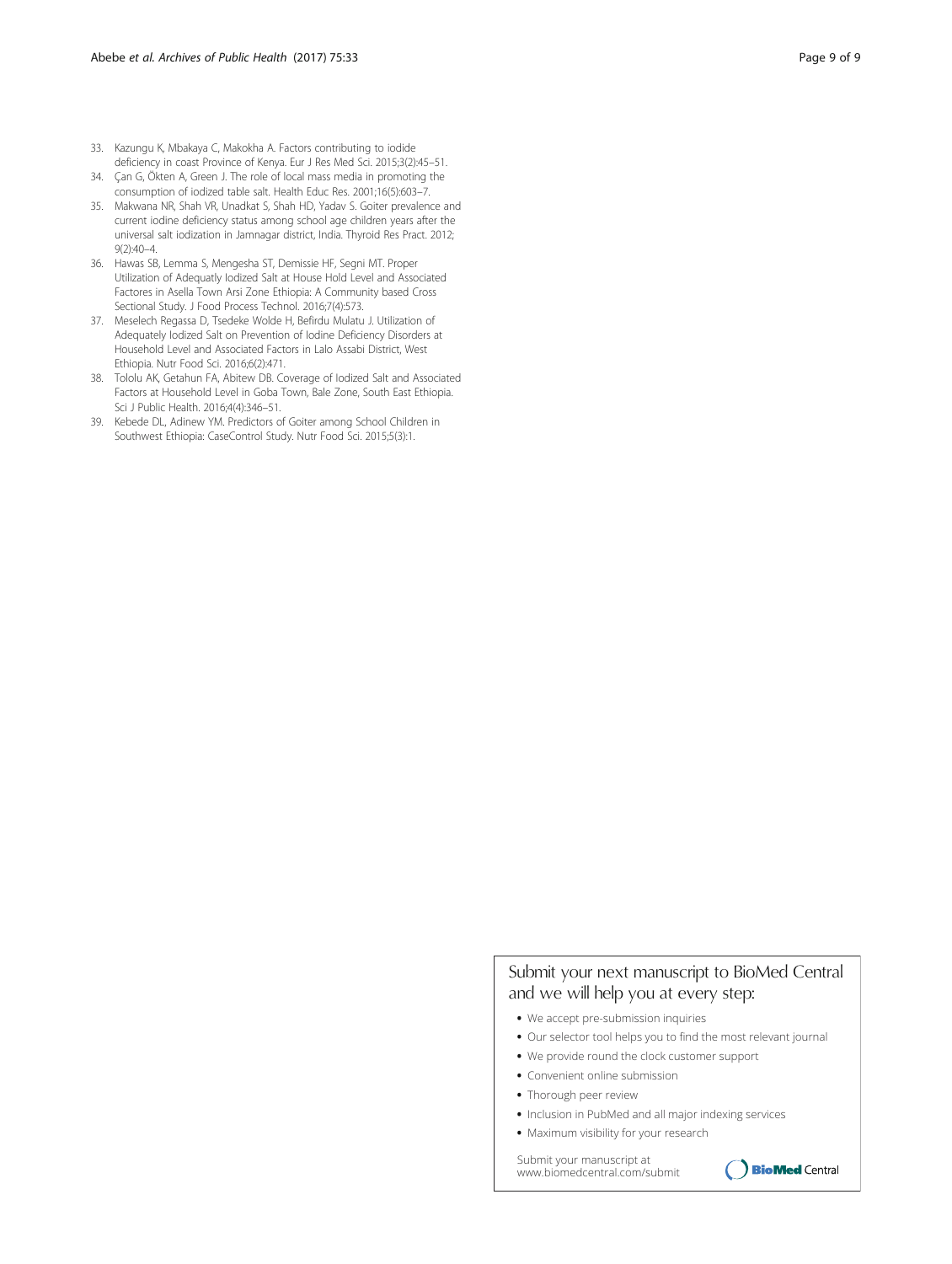33. Kazungu K, Mbakaya C, Makokha A. Factors contributing to iodide deficiency in coast Province of Kenya. Eur J Res Med Sci. 2015;3(2):45–51.
34. Çan G, Ökten A, Green J. The role of local mass media in promoting the consumption of iodized table salt. Health Educ Res. 2001;16(5):603–7.
35. Makwana NR, Shah VR, Unadkat S, Shah HD, Yadav S. Goiter prevalence and current iodine deficiency status among school age children years after the universal salt iodization in Jamnagar district, India. Thyroid Res Pract. 2012; 9(2):40–4.
36. Hawas SB, Lemma S, Mengesha ST, Demissie HF, Segni MT. Proper Utilization of Adequatly Iodized Salt at House Hold Level and Associated Factores in Asella Town Arsi Zone Ethiopia: A Community based Cross Sectional Study. J Food Process Technol. 2016;7(4):573.
37. Meselech Regassa D, Tsedeke Wolde H, Befirdu Mulatu J. Utilization of Adequately Iodized Salt on Prevention of Iodine Deficiency Disorders at Household Level and Associated Factors in Lalo Assabi District, West Ethiopia. Nutr Food Sci. 2016;6(2):471.
38. Tololu AK, Getahun FA, Abitew DB. Coverage of Iodized Salt and Associated Factors at Household Level in Goba Town, Bale Zone, South East Ethiopia. Sci J Public Health. 2016;4(4):346–51.
39. Kebede DL, Adinew YM. Predictors of Goiter among School Children in Southwest Ethiopia: CaseControl Study. Nutr Food Sci. 2015;5(3):1.

Submit your next manuscript to BioMed Central and we will help you at every step:

- We accept pre-submission inquiries
- Our selector tool helps you to find the most relevant journal
- We provide round the clock customer support
- Convenient online submission
- Thorough peer review
- Inclusion in PubMed and all major indexing services
- Maximum visibility for your research

Submit your manuscript at
www.biomedcentral.com/submit

BioMed Central